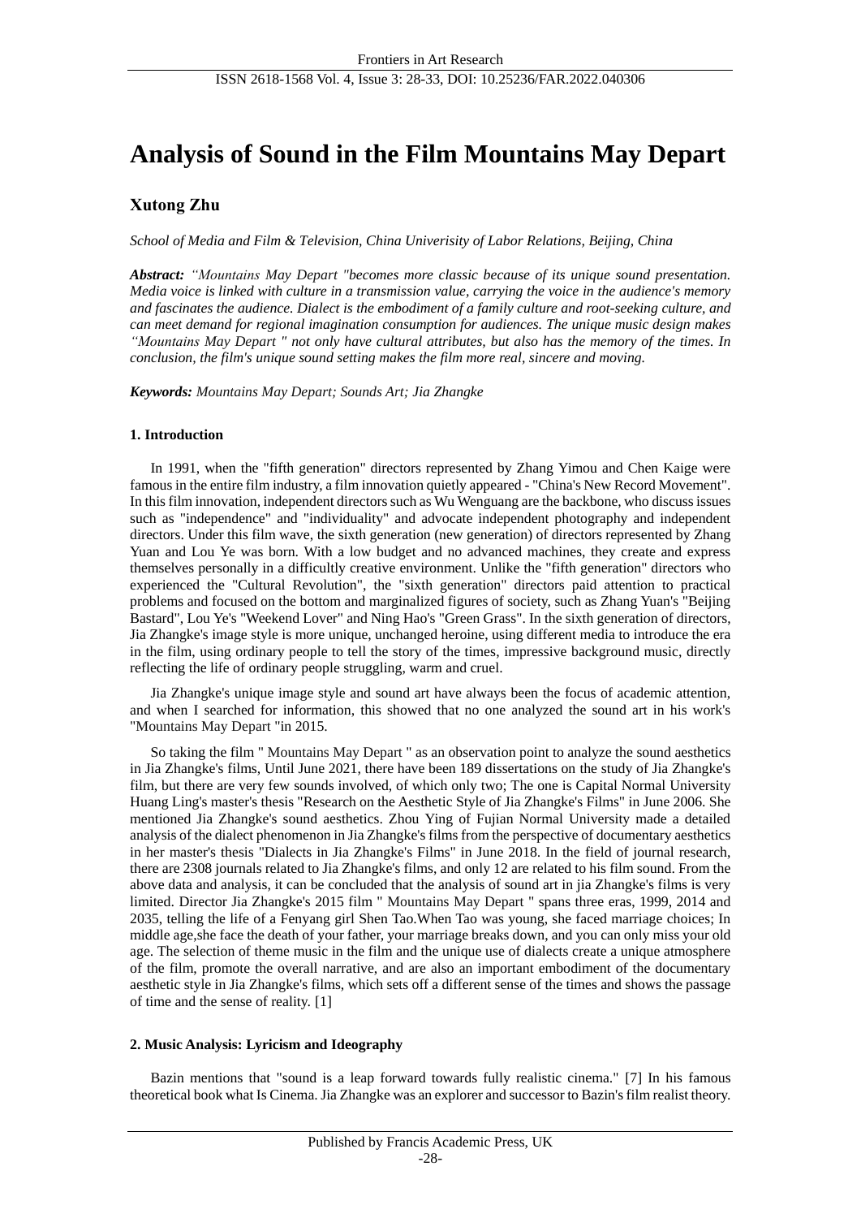# Analysis of Sound in the Film Mountains May Depart

**Xutong Zhu**

*School of Media and Film & Television, China Univerisity of Labor Relations, Beijing, China*

***Abstract:*** *"Mountains May Depart "becomes more classic because of its unique sound presentation. Media voice is linked with culture in a transmission value, carrying the voice in the audience's memory and fascinates the audience. Dialect is the embodiment of a family culture and root-seeking culture, and can meet demand for regional imagination consumption for audiences. The unique music design makes "Mountains May Depart " not only have cultural attributes, but also has the memory of the times. In conclusion, the film's unique sound setting makes the film more real, sincere and moving.*

***Keywords:*** *Mountains May Depart; Sounds Art; Jia Zhangke*

## 1. Introduction

In 1991, when the "fifth generation" directors represented by Zhang Yimou and Chen Kaige were famous in the entire film industry, a film innovation quietly appeared - "China's New Record Movement". In this film innovation, independent directors such as Wu Wenguang are the backbone, who discuss issues such as "independence" and "individuality" and advocate independent photography and independent directors. Under this film wave, the sixth generation (new generation) of directors represented by Zhang Yuan and Lou Ye was born. With a low budget and no advanced machines, they create and express themselves personally in a difficultly creative environment. Unlike the "fifth generation" directors who experienced the "Cultural Revolution", the "sixth generation" directors paid attention to practical problems and focused on the bottom and marginalized figures of society, such as Zhang Yuan's "Beijing Bastard", Lou Ye's "Weekend Lover" and Ning Hao's "Green Grass". In the sixth generation of directors, Jia Zhangke's image style is more unique, unchanged heroine, using different media to introduce the era in the film, using ordinary people to tell the story of the times, impressive background music, directly reflecting the life of ordinary people struggling, warm and cruel.

Jia Zhangke's unique image style and sound art have always been the focus of academic attention, and when I searched for information, this showed that no one analyzed the sound art in his work's "Mountains May Depart "in 2015.

So taking the film " Mountains May Depart " as an observation point to analyze the sound aesthetics in Jia Zhangke's films, Until June 2021, there have been 189 dissertations on the study of Jia Zhangke's film, but there are very few sounds involved, of which only two; The one is Capital Normal University Huang Ling's master's thesis "Research on the Aesthetic Style of Jia Zhangke's Films" in June 2006. She mentioned Jia Zhangke's sound aesthetics. Zhou Ying of Fujian Normal University made a detailed analysis of the dialect phenomenon in Jia Zhangke's films from the perspective of documentary aesthetics in her master's thesis "Dialects in Jia Zhangke's Films" in June 2018. In the field of journal research, there are 2308 journals related to Jia Zhangke's films, and only 12 are related to his film sound. From the above data and analysis, it can be concluded that the analysis of sound art in jia Zhangke's films is very limited. Director Jia Zhangke's 2015 film " Mountains May Depart " spans three eras, 1999, 2014 and 2035, telling the life of a Fenyang girl Shen Tao.When Tao was young, she faced marriage choices; In middle age,she face the death of your father, your marriage breaks down, and you can only miss your old age. The selection of theme music in the film and the unique use of dialects create a unique atmosphere of the film, promote the overall narrative, and are also an important embodiment of the documentary aesthetic style in Jia Zhangke's films, which sets off a different sense of the times and shows the passage of time and the sense of reality. [1]

## 2. Music Analysis: Lyricism and Ideography

Bazin mentions that "sound is a leap forward towards fully realistic cinema." [7] In his famous theoretical book what Is Cinema. Jia Zhangke was an explorer and successor to Bazin's film realist theory.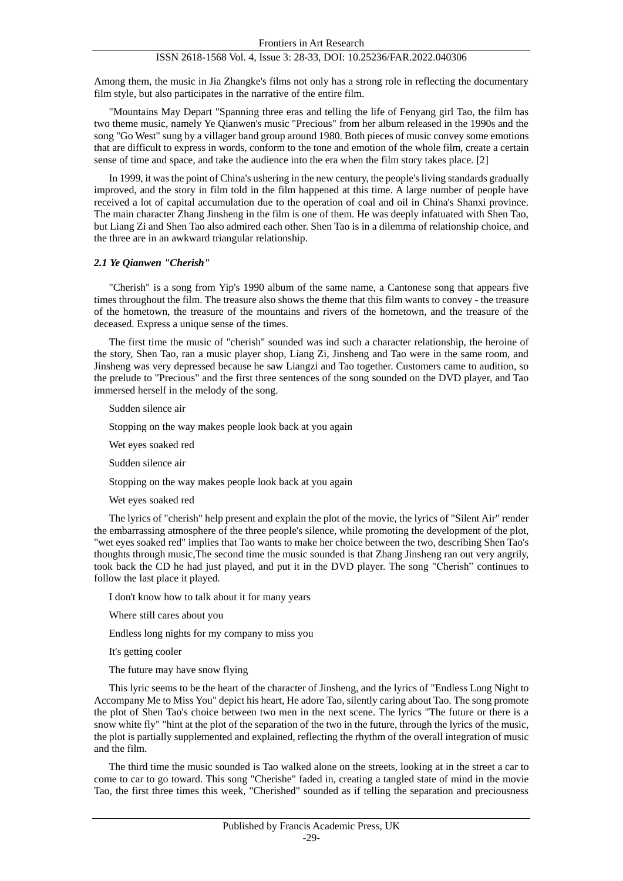Among them, the music in Jia Zhangke's films not only has a strong role in reflecting the documentary film style, but also participates in the narrative of the entire film.

"Mountains May Depart "Spanning three eras and telling the life of Fenyang girl Tao, the film has two theme music, namely Ye Qianwen's music "Precious" from her album released in the 1990s and the song "Go West" sung by a villager band group around 1980. Both pieces of music convey some emotions that are difficult to express in words, conform to the tone and emotion of the whole film, create a certain sense of time and space, and take the audience into the era when the film story takes place. [2]

In 1999, it was the point of China's ushering in the new century, the people's living standards gradually improved, and the story in film told in the film happened at this time. A large number of people have received a lot of capital accumulation due to the operation of coal and oil in China's Shanxi province. The main character Zhang Jinsheng in the film is one of them. He was deeply infatuated with Shen Tao, but Liang Zi and Shen Tao also admired each other. Shen Tao is in a dilemma of relationship choice, and the three are in an awkward triangular relationship.

### *2.1 Ye Qianwen "Cherish"*

"Cherish" is a song from Yip's 1990 album of the same name, a Cantonese song that appears five times throughout the film. The treasure also shows the theme that this film wants to convey - the treasure of the hometown, the treasure of the mountains and rivers of the hometown, and the treasure of the deceased. Express a unique sense of the times.

The first time the music of "cherish" sounded was ind such a character relationship, the heroine of the story, Shen Tao, ran a music player shop, Liang Zi, Jinsheng and Tao were in the same room, and Jinsheng was very depressed because he saw Liangzi and Tao together. Customers came to audition, so the prelude to "Precious" and the first three sentences of the song sounded on the DVD player, and Tao immersed herself in the melody of the song.

Sudden silence air

Stopping on the way makes people look back at you again

Wet eyes soaked red

Sudden silence air

Stopping on the way makes people look back at you again

Wet eyes soaked red

The lyrics of "cherish" help present and explain the plot of the movie, the lyrics of "Silent Air" render the embarrassing atmosphere of the three people's silence, while promoting the development of the plot, "wet eyes soaked red" implies that Tao wants to make her choice between the two, describing Shen Tao's thoughts through music,The second time the music sounded is that Zhang Jinsheng ran out very angrily, took back the CD he had just played, and put it in the DVD player. The song "Cherish" continues to follow the last place it played.

I don't know how to talk about it for many years

Where still cares about you

Endless long nights for my company to miss you

It's getting cooler

The future may have snow flying

This lyric seems to be the heart of the character of Jinsheng, and the lyrics of "Endless Long Night to Accompany Me to Miss You" depict his heart, He adore Tao, silently caring about Tao. The song promote the plot of Shen Tao's choice between two men in the next scene. The lyrics "The future or there is a snow white fly" "hint at the plot of the separation of the two in the future, through the lyrics of the music, the plot is partially supplemented and explained, reflecting the rhythm of the overall integration of music and the film.

The third time the music sounded is Tao walked alone on the streets, looking at in the street a car to come to car to go toward. This song "Cherishe" faded in, creating a tangled state of mind in the movie Tao, the first three times this week, "Cherished" sounded as if telling the separation and preciousness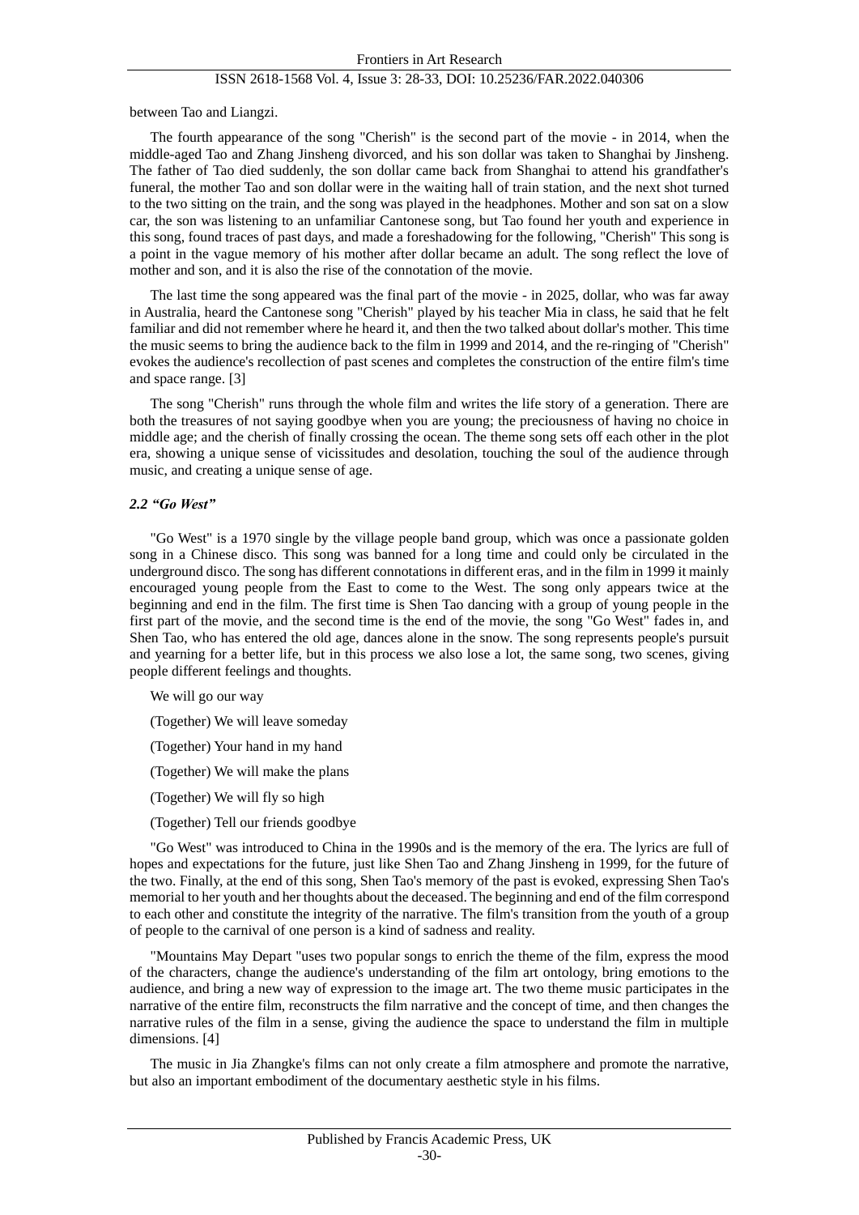between Tao and Liangzi.

The fourth appearance of the song "Cherish" is the second part of the movie - in 2014, when the middle-aged Tao and Zhang Jinsheng divorced, and his son dollar was taken to Shanghai by Jinsheng. The father of Tao died suddenly, the son dollar came back from Shanghai to attend his grandfather's funeral, the mother Tao and son dollar were in the waiting hall of train station, and the next shot turned to the two sitting on the train, and the song was played in the headphones. Mother and son sat on a slow car, the son was listening to an unfamiliar Cantonese song, but Tao found her youth and experience in this song, found traces of past days, and made a foreshadowing for the following, "Cherish" This song is a point in the vague memory of his mother after dollar became an adult. The song reflect the love of mother and son, and it is also the rise of the connotation of the movie.

The last time the song appeared was the final part of the movie - in 2025, dollar, who was far away in Australia, heard the Cantonese song "Cherish" played by his teacher Mia in class, he said that he felt familiar and did not remember where he heard it, and then the two talked about dollar's mother. This time the music seems to bring the audience back to the film in 1999 and 2014, and the re-ringing of "Cherish" evokes the audience's recollection of past scenes and completes the construction of the entire film's time and space range. [3]

The song "Cherish" runs through the whole film and writes the life story of a generation. There are both the treasures of not saying goodbye when you are young; the preciousness of having no choice in middle age; and the cherish of finally crossing the ocean. The theme song sets off each other in the plot era, showing a unique sense of vicissitudes and desolation, touching the soul of the audience through music, and creating a unique sense of age.

### *2.2 "Go West"*

"Go West" is a 1970 single by the village people band group, which was once a passionate golden song in a Chinese disco. This song was banned for a long time and could only be circulated in the underground disco. The song has different connotations in different eras, and in the film in 1999 it mainly encouraged young people from the East to come to the West. The song only appears twice at the beginning and end in the film. The first time is Shen Tao dancing with a group of young people in the first part of the movie, and the second time is the end of the movie, the song "Go West" fades in, and Shen Tao, who has entered the old age, dances alone in the snow. The song represents people's pursuit and yearning for a better life, but in this process we also lose a lot, the same song, two scenes, giving people different feelings and thoughts.

We will go our way

(Together) We will leave someday

(Together) Your hand in my hand

(Together) We will make the plans

(Together) We will fly so high

(Together) Tell our friends goodbye

"Go West" was introduced to China in the 1990s and is the memory of the era. The lyrics are full of hopes and expectations for the future, just like Shen Tao and Zhang Jinsheng in 1999, for the future of the two. Finally, at the end of this song, Shen Tao's memory of the past is evoked, expressing Shen Tao's memorial to her youth and her thoughts about the deceased. The beginning and end of the film correspond to each other and constitute the integrity of the narrative. The film's transition from the youth of a group of people to the carnival of one person is a kind of sadness and reality.

"Mountains May Depart "uses two popular songs to enrich the theme of the film, express the mood of the characters, change the audience's understanding of the film art ontology, bring emotions to the audience, and bring a new way of expression to the image art. The two theme music participates in the narrative of the entire film, reconstructs the film narrative and the concept of time, and then changes the narrative rules of the film in a sense, giving the audience the space to understand the film in multiple dimensions. [4]

The music in Jia Zhangke's films can not only create a film atmosphere and promote the narrative, but also an important embodiment of the documentary aesthetic style in his films.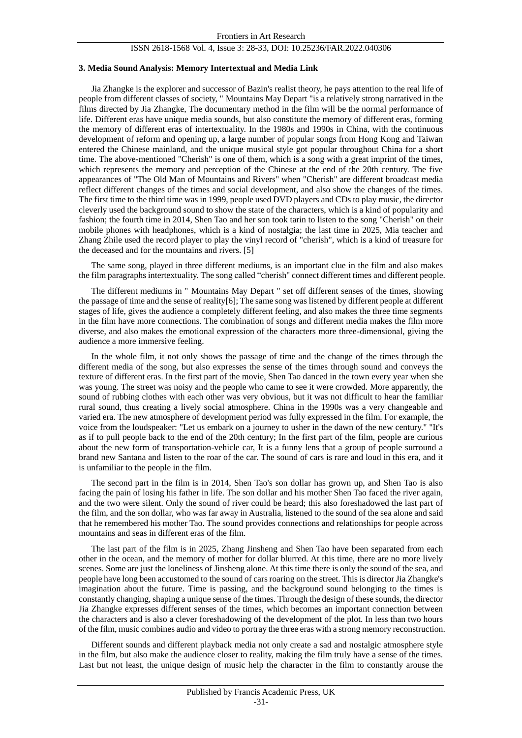### 3. Media Sound Analysis: Memory Intertextual and Media Link

Jia Zhangke is the explorer and successor of Bazin's realist theory, he pays attention to the real life of people from different classes of society, " Mountains May Depart "is a relatively strong narratived in the films directed by Jia Zhangke, The documentary method in the film will be the normal performance of life. Different eras have unique media sounds, but also constitute the memory of different eras, forming the memory of different eras of intertextuality. In the 1980s and 1990s in China, with the continuous development of reform and opening up, a large number of popular songs from Hong Kong and Taiwan entered the Chinese mainland, and the unique musical style got popular throughout China for a short time. The above-mentioned "Cherish" is one of them, which is a song with a great imprint of the times, which represents the memory and perception of the Chinese at the end of the 20th century. The five appearances of "The Old Man of Mountains and Rivers" when "Cherish" are different broadcast media reflect different changes of the times and social development, and also show the changes of the times. The first time to the third time was in 1999, people used DVD players and CDs to play music, the director cleverly used the background sound to show the state of the characters, which is a kind of popularity and fashion; the fourth time in 2014, Shen Tao and her son took tarin to listen to the song "Cherish" on their mobile phones with headphones, which is a kind of nostalgia; the last time in 2025, Mia teacher and Zhang Zhile used the record player to play the vinyl record of "cherish", which is a kind of treasure for the deceased and for the mountains and rivers. [5]

The same song, played in three different mediums, is an important clue in the film and also makes the film paragraphs intertextuality. The song called "cherish" connect different times and different people.

The different mediums in " Mountains May Depart " set off different senses of the times, showing the passage of time and the sense of reality[6]; The same song was listened by different people at different stages of life, gives the audience a completely different feeling, and also makes the three time segments in the film have more connections. The combination of songs and different media makes the film more diverse, and also makes the emotional expression of the characters more three-dimensional, giving the audience a more immersive feeling.

In the whole film, it not only shows the passage of time and the change of the times through the different media of the song, but also expresses the sense of the times through sound and conveys the texture of different eras. In the first part of the movie, Shen Tao danced in the town every year when she was young. The street was noisy and the people who came to see it were crowded. More apparently, the sound of rubbing clothes with each other was very obvious, but it was not difficult to hear the familiar rural sound, thus creating a lively social atmosphere. China in the 1990s was a very changeable and varied era. The new atmosphere of development period was fully expressed in the film. For example, the voice from the loudspeaker: "Let us embark on a journey to usher in the dawn of the new century." "It's as if to pull people back to the end of the 20th century; In the first part of the film, people are curious about the new form of transportation-vehicle car, It is a funny lens that a group of people surround a brand new Santana and listen to the roar of the car. The sound of cars is rare and loud in this era, and it is unfamiliar to the people in the film.

The second part in the film is in 2014, Shen Tao's son dollar has grown up, and Shen Tao is also facing the pain of losing his father in life. The son dollar and his mother Shen Tao faced the river again, and the two were silent. Only the sound of river could be heard; this also foreshadowed the last part of the film, and the son dollar, who was far away in Australia, listened to the sound of the sea alone and said that he remembered his mother Tao. The sound provides connections and relationships for people across mountains and seas in different eras of the film.

The last part of the film is in 2025, Zhang Jinsheng and Shen Tao have been separated from each other in the ocean, and the memory of mother for dollar blurred. At this time, there are no more lively scenes. Some are just the loneliness of Jinsheng alone. At this time there is only the sound of the sea, and people have long been accustomed to the sound of cars roaring on the street. This is director Jia Zhangke's imagination about the future. Time is passing, and the background sound belonging to the times is constantly changing, shaping a unique sense of the times. Through the design of these sounds, the director Jia Zhangke expresses different senses of the times, which becomes an important connection between the characters and is also a clever foreshadowing of the development of the plot. In less than two hours of the film, music combines audio and video to portray the three eras with a strong memory reconstruction.

Different sounds and different playback media not only create a sad and nostalgic atmosphere style in the film, but also make the audience closer to reality, making the film truly have a sense of the times. Last but not least, the unique design of music help the character in the film to constantly arouse the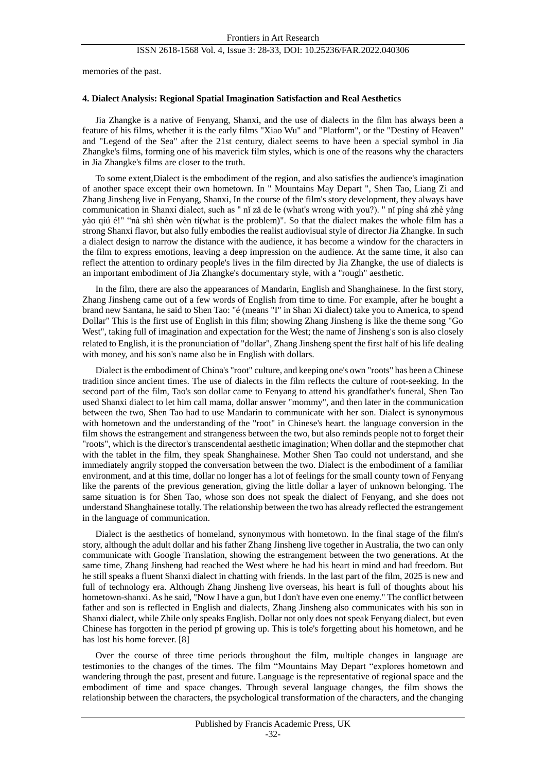memories of the past.

#### 4. Dialect Analysis: Regional Spatial Imagination Satisfaction and Real Aesthetics

Jia Zhangke is a native of Fenyang, Shanxi, and the use of dialects in the film has always been a feature of his films, whether it is the early films "Xiao Wu" and "Platform", or the "Destiny of Heaven" and "Legend of the Sea" after the 21st century, dialect seems to have been a special symbol in Jia Zhangke's films, forming one of his maverick film styles, which is one of the reasons why the characters in Jia Zhangke's films are closer to the truth.

To some extent,Dialect is the embodiment of the region, and also satisfies the audience's imagination of another space except their own hometown. In " Mountains May Depart ", Shen Tao, Liang Zi and Zhang Jinsheng live in Fenyang, Shanxi, In the course of the film's story development, they always have communication in Shanxi dialect, such as " nǐ zǎ de le (what's wrong with you?). " nǐ píng shá zhè yàng yào qiú é!" "nà shì shèn wèn tí(what is the problem)". So that the dialect makes the whole film has a strong Shanxi flavor, but also fully embodies the realist audiovisual style of director Jia Zhangke. In such a dialect design to narrow the distance with the audience, it has become a window for the characters in the film to express emotions, leaving a deep impression on the audience. At the same time, it also can reflect the attention to ordinary people's lives in the film directed by Jia Zhangke, the use of dialects is an important embodiment of Jia Zhangke's documentary style, with a "rough" aesthetic.

In the film, there are also the appearances of Mandarin, English and Shanghainese. In the first story, Zhang Jinsheng came out of a few words of English from time to time. For example, after he bought a brand new Santana, he said to Shen Tao: "é (means "I" in Shan Xi dialect) take you to America, to spend Dollar" This is the first use of English in this film; showing Zhang Jinsheng is like the theme song "Go West", taking full of imagination and expectation for the West; the name of Jinsheng's son is also closely related to English, it is the pronunciation of "dollar", Zhang Jinsheng spent the first half of his life dealing with money, and his son's name also be in English with dollars.

Dialect is the embodiment of China's "root" culture, and keeping one's own "roots" has been a Chinese tradition since ancient times. The use of dialects in the film reflects the culture of root-seeking. In the second part of the film, Tao's son dollar came to Fenyang to attend his grandfather's funeral, Shen Tao used Shanxi dialect to let him call mama, dollar answer "mommy", and then later in the communication between the two, Shen Tao had to use Mandarin to communicate with her son. Dialect is synonymous with hometown and the understanding of the "root" in Chinese's heart. the language conversion in the film shows the estrangement and strangeness between the two, but also reminds people not to forget their "roots", which is the director's transcendental aesthetic imagination; When dollar and the stepmother chat with the tablet in the film, they speak Shanghainese. Mother Shen Tao could not understand, and she immediately angrily stopped the conversation between the two. Dialect is the embodiment of a familiar environment, and at this time, dollar no longer has a lot of feelings for the small county town of Fenyang like the parents of the previous generation, giving the little dollar a layer of unknown belonging. The same situation is for Shen Tao, whose son does not speak the dialect of Fenyang, and she does not understand Shanghainese totally. The relationship between the two has already reflected the estrangement in the language of communication.

Dialect is the aesthetics of homeland, synonymous with hometown. In the final stage of the film's story, although the adult dollar and his father Zhang Jinsheng live together in Australia, the two can only communicate with Google Translation, showing the estrangement between the two generations. At the same time, Zhang Jinsheng had reached the West where he had his heart in mind and had freedom. But he still speaks a fluent Shanxi dialect in chatting with friends. In the last part of the film, 2025 is new and full of technology era. Although Zhang Jinsheng live overseas, his heart is full of thoughts about his hometown-shanxi. As he said, "Now I have a gun, but I don't have even one enemy." The conflict between father and son is reflected in English and dialects, Zhang Jinsheng also communicates with his son in Shanxi dialect, while Zhile only speaks English. Dollar not only does not speak Fenyang dialect, but even Chinese has forgotten in the period pf growing up. This is tole's forgetting about his hometown, and he has lost his home forever. [8]

Over the course of three time periods throughout the film, multiple changes in language are testimonies to the changes of the times. The film "Mountains May Depart "explores hometown and wandering through the past, present and future. Language is the representative of regional space and the embodiment of time and space changes. Through several language changes, the film shows the relationship between the characters, the psychological transformation of the characters, and the changing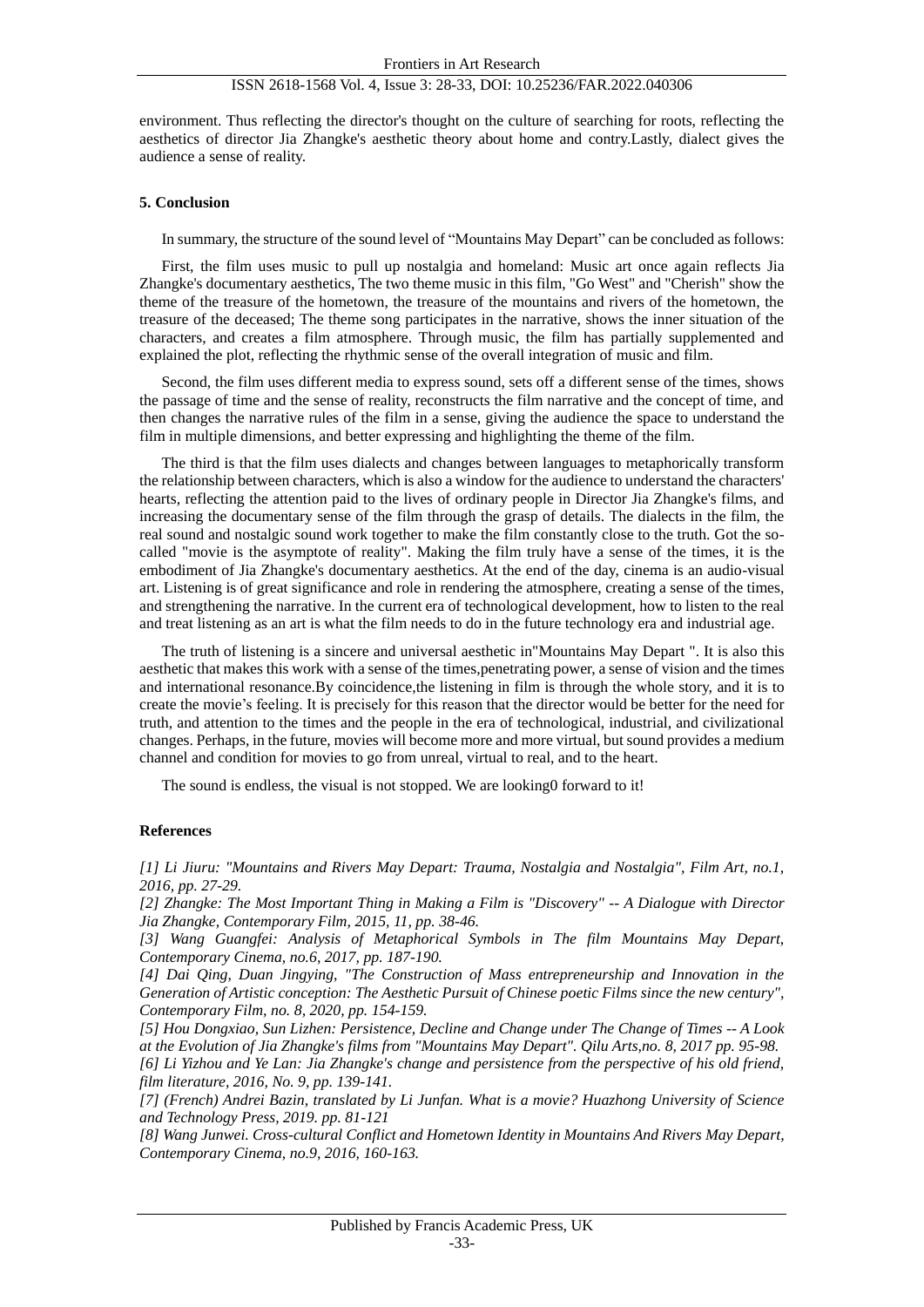environment. Thus reflecting the director's thought on the culture of searching for roots, reflecting the aesthetics of director Jia Zhangke's aesthetic theory about home and contry.Lastly, dialect gives the audience a sense of reality.

## 5. Conclusion

In summary, the structure of the sound level of "Mountains May Depart" can be concluded as follows:

First, the film uses music to pull up nostalgia and homeland: Music art once again reflects Jia Zhangke's documentary aesthetics, The two theme music in this film, "Go West" and "Cherish" show the theme of the treasure of the hometown, the treasure of the mountains and rivers of the hometown, the treasure of the deceased; The theme song participates in the narrative, shows the inner situation of the characters, and creates a film atmosphere. Through music, the film has partially supplemented and explained the plot, reflecting the rhythmic sense of the overall integration of music and film.

Second, the film uses different media to express sound, sets off a different sense of the times, shows the passage of time and the sense of reality, reconstructs the film narrative and the concept of time, and then changes the narrative rules of the film in a sense, giving the audience the space to understand the film in multiple dimensions, and better expressing and highlighting the theme of the film.

The third is that the film uses dialects and changes between languages to metaphorically transform the relationship between characters, which is also a window for the audience to understand the characters' hearts, reflecting the attention paid to the lives of ordinary people in Director Jia Zhangke's films, and increasing the documentary sense of the film through the grasp of details. The dialects in the film, the real sound and nostalgic sound work together to make the film constantly close to the truth. Got the so-called "movie is the asymptote of reality". Making the film truly have a sense of the times, it is the embodiment of Jia Zhangke's documentary aesthetics. At the end of the day, cinema is an audio-visual art. Listening is of great significance and role in rendering the atmosphere, creating a sense of the times, and strengthening the narrative. In the current era of technological development, how to listen to the real and treat listening as an art is what the film needs to do in the future technology era and industrial age.

The truth of listening is a sincere and universal aesthetic in"Mountains May Depart ". It is also this aesthetic that makes this work with a sense of the times,penetrating power, a sense of vision and the times and international resonance.By coincidence,the listening in film is through the whole story, and it is to create the movie's feeling. It is precisely for this reason that the director would be better for the need for truth, and attention to the times and the people in the era of technological, industrial, and civilizational changes. Perhaps, in the future, movies will become more and more virtual, but sound provides a medium channel and condition for movies to go from unreal, virtual to real, and to the heart.

The sound is endless, the visual is not stopped. We are looking0 forward to it!

## References

*[1] Li Jiuru: "Mountains and Rivers May Depart: Trauma, Nostalgia and Nostalgia", Film Art, no.1, 2016, pp. 27-29.*

*[2] Zhangke: The Most Important Thing in Making a Film is "Discovery" -- A Dialogue with Director Jia Zhangke, Contemporary Film, 2015, 11, pp. 38-46.*

*[3] Wang Guangfei: Analysis of Metaphorical Symbols in The film Mountains May Depart, Contemporary Cinema, no.6, 2017, pp. 187-190.*

*[4] Dai Qing, Duan Jingying, "The Construction of Mass entrepreneurship and Innovation in the Generation of Artistic conception: The Aesthetic Pursuit of Chinese poetic Films since the new century", Contemporary Film, no. 8, 2020, pp. 154-159.*

*[5] Hou Dongxiao, Sun Lizhen: Persistence, Decline and Change under The Change of Times -- A Look at the Evolution of Jia Zhangke's films from "Mountains May Depart". Qilu Arts,no. 8, 2017 pp. 95-98.*

*[6] Li Yizhou and Ye Lan: Jia Zhangke's change and persistence from the perspective of his old friend, film literature, 2016, No. 9, pp. 139-141.*

*[7] (French) Andrei Bazin, translated by Li Junfan. What is a movie? Huazhong University of Science and Technology Press, 2019. pp. 81-121*

*[8] Wang Junwei. Cross-cultural Conflict and Hometown Identity in Mountains And Rivers May Depart, Contemporary Cinema, no.9, 2016, 160-163.*